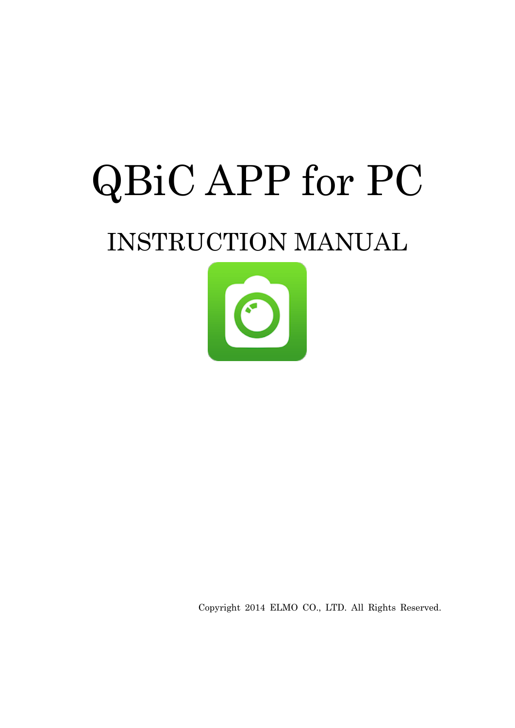# QBiC APP for PC

## INSTRUCTION MANUAL

Copyright 2014 ELMO CO., LTD. All Rights Reserved.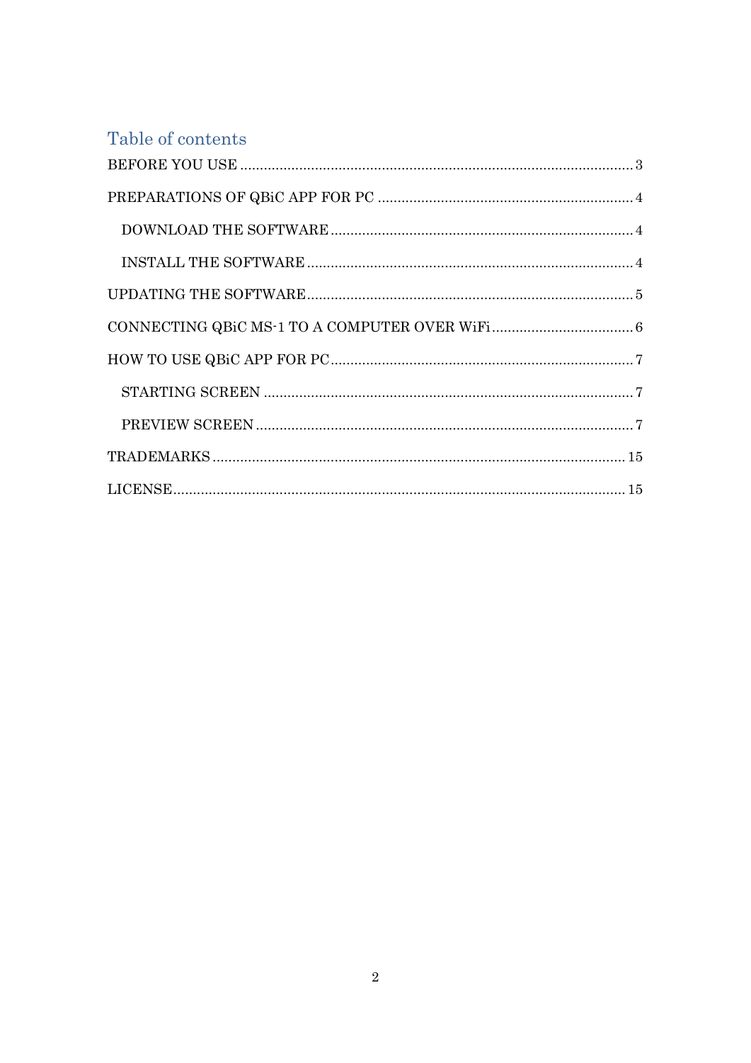# Table of contents

BEFORE YOU USE ..... 3

PREPARATIONS OF QBiC APP FOR PC ..... 4

- DOWNLOAD THE SOFTWARE ..... 4
- INSTALL THE SOFTWARE ..... 4

UPDATING THE SOFTWARE ..... 5

CONNECTING QBiC MS-1 TO A COMPUTER OVER WiFi ..... 6

HOW TO USE QBiC APP FOR PC ..... 7

- STARTING SCREEN ..... 7
- PREVIEW SCREEN ..... 7

TRADEMARKS ..... 15

LICENSE ..... 15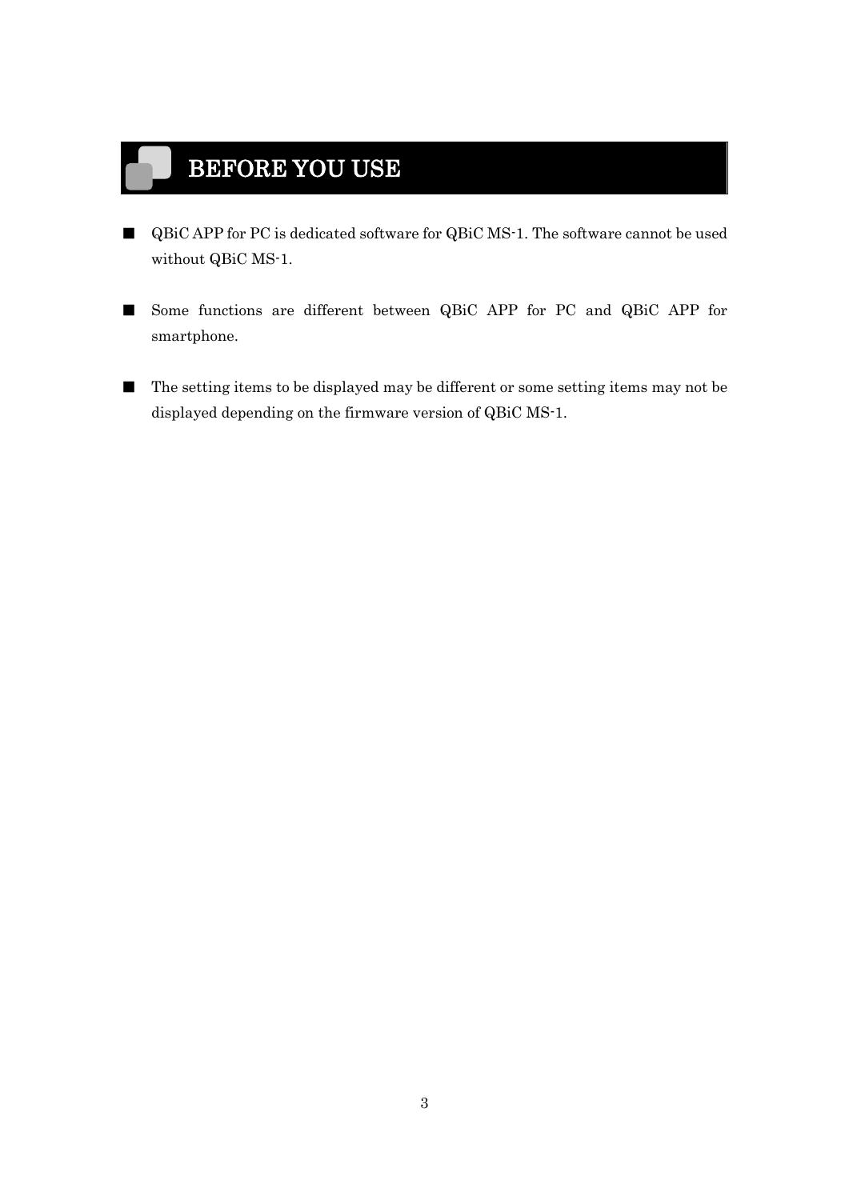# BEFORE YOU USE

■ QBiC APP for PC is dedicated software for QBiC MS-1. The software cannot be used without QBiC MS-1.

■ Some functions are different between QBiC APP for PC and QBiC APP for smartphone.

■ The setting items to be displayed may be different or some setting items may not be displayed depending on the firmware version of QBiC MS-1.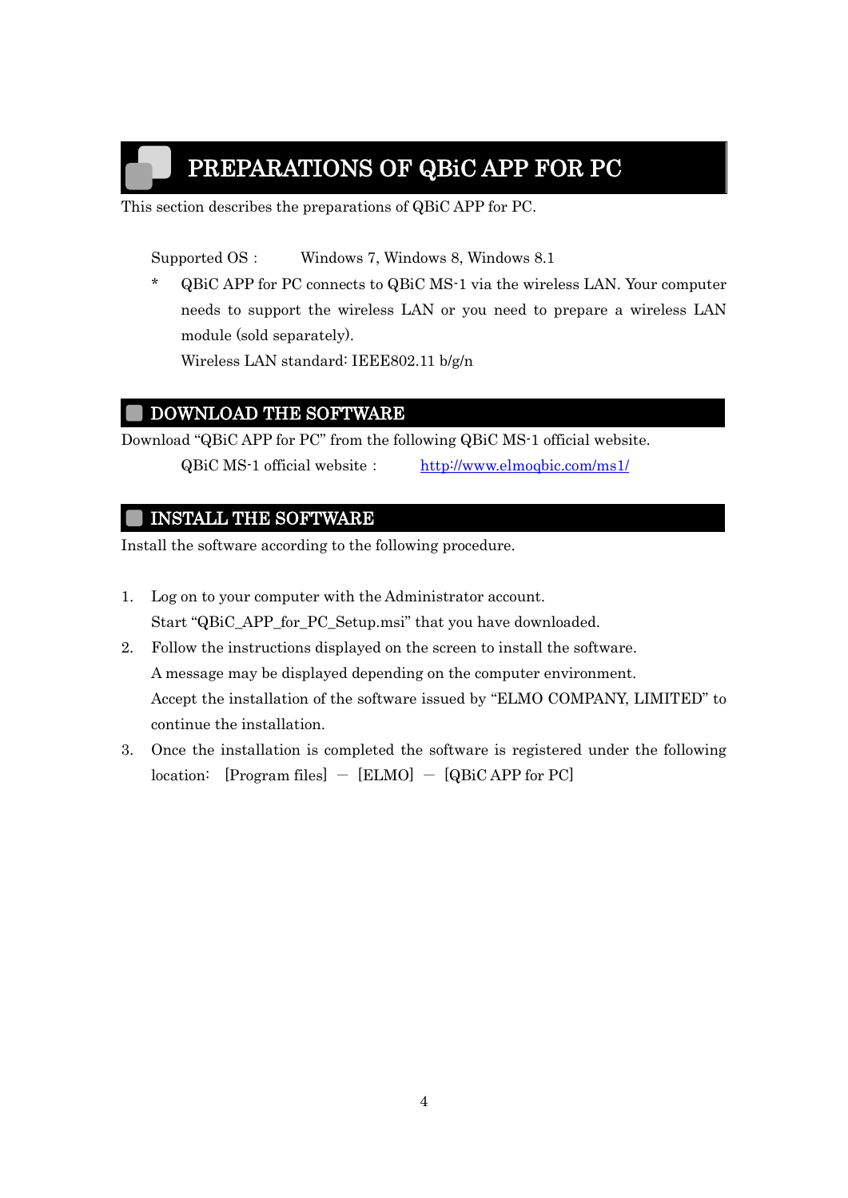# PREPARATIONS OF QBiC APP FOR PC

This section describes the preparations of QBiC APP for PC.

Supported OS : Windows 7, Windows 8, Windows 8.1

* QBiC APP for PC connects to QBiC MS-1 via the wireless LAN. Your computer needs to support the wireless LAN or you need to prepare a wireless LAN module (sold separately).
  Wireless LAN standard: IEEE802.11 b/g/n

## DOWNLOAD THE SOFTWARE

Download "QBiC APP for PC" from the following QBiC MS-1 official website.

QBiC MS-1 official website : [http://www.elmoqbic.com/ms1/](http://www.elmoqbic.com/ms1/)

## INSTALL THE SOFTWARE

Install the software according to the following procedure.

1. Log on to your computer with the Administrator account.
   Start "QBiC_APP_for_PC_Setup.msi" that you have downloaded.
2. Follow the instructions displayed on the screen to install the software.
   A message may be displayed depending on the computer environment.
   Accept the installation of the software issued by "ELMO COMPANY, LIMITED" to continue the installation.
3. Once the installation is completed the software is registered under the following location: [Program files] – [ELMO] – [QBiC APP for PC]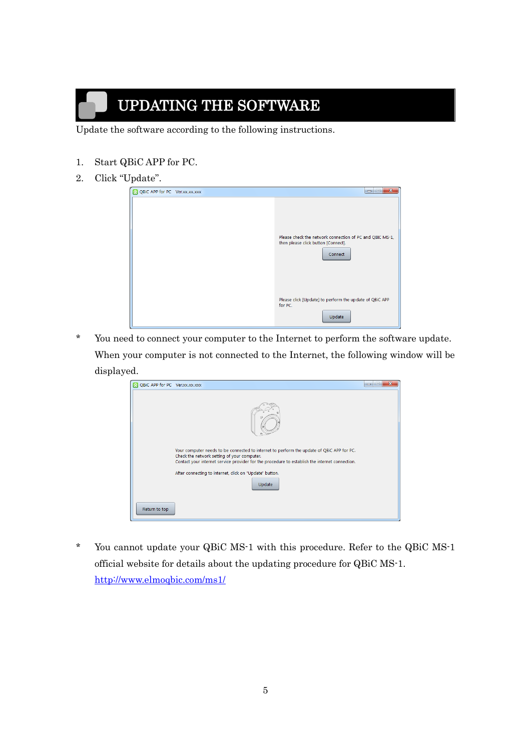# UPDATING THE SOFTWARE

Update the software according to the following instructions.

1. Start QBiC APP for PC.
2. Click "Update".

\* You need to connect your computer to the Internet to perform the software update. When your computer is not connected to the Internet, the following window will be displayed.

\* You cannot update your QBiC MS-1 with this procedure. Refer to the QBiC MS-1 official website for details about the updating procedure for QBiC MS-1.
[http://www.elmoqbic.com/ms1/](http://www.elmoqbic.com/ms1/)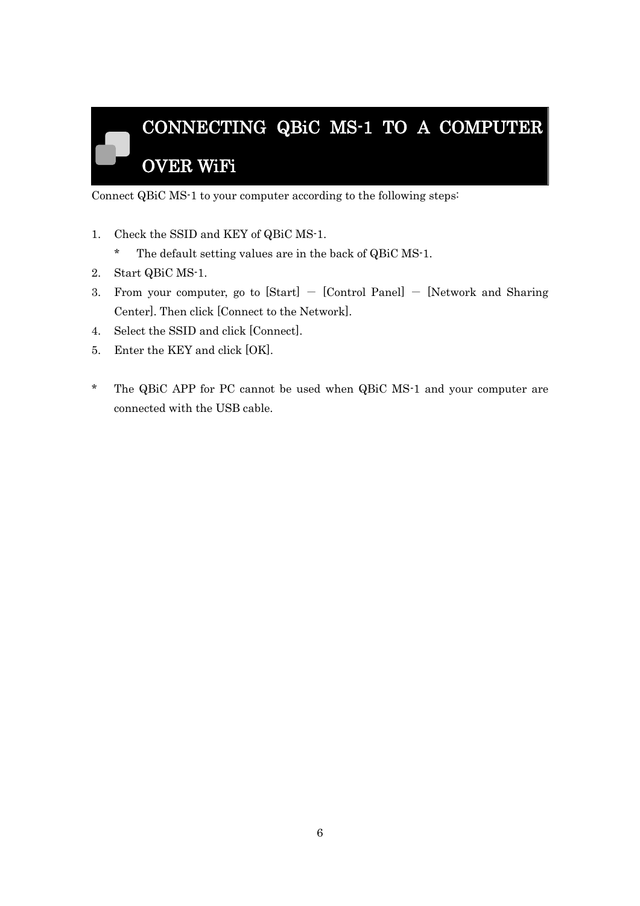# CONNECTING QBiC MS-1 TO A COMPUTER OVER WiFi

Connect QBiC MS-1 to your computer according to the following steps:

1. Check the SSID and KEY of QBiC MS-1.
   * The default setting values are in the back of QBiC MS-1.
2. Start QBiC MS-1.
3. From your computer, go to [Start] – [Control Panel] – [Network and Sharing Center]. Then click [Connect to the Network].
4. Select the SSID and click [Connect].
5. Enter the KEY and click [OK].

* The QBiC APP for PC cannot be used when QBiC MS-1 and your computer are connected with the USB cable.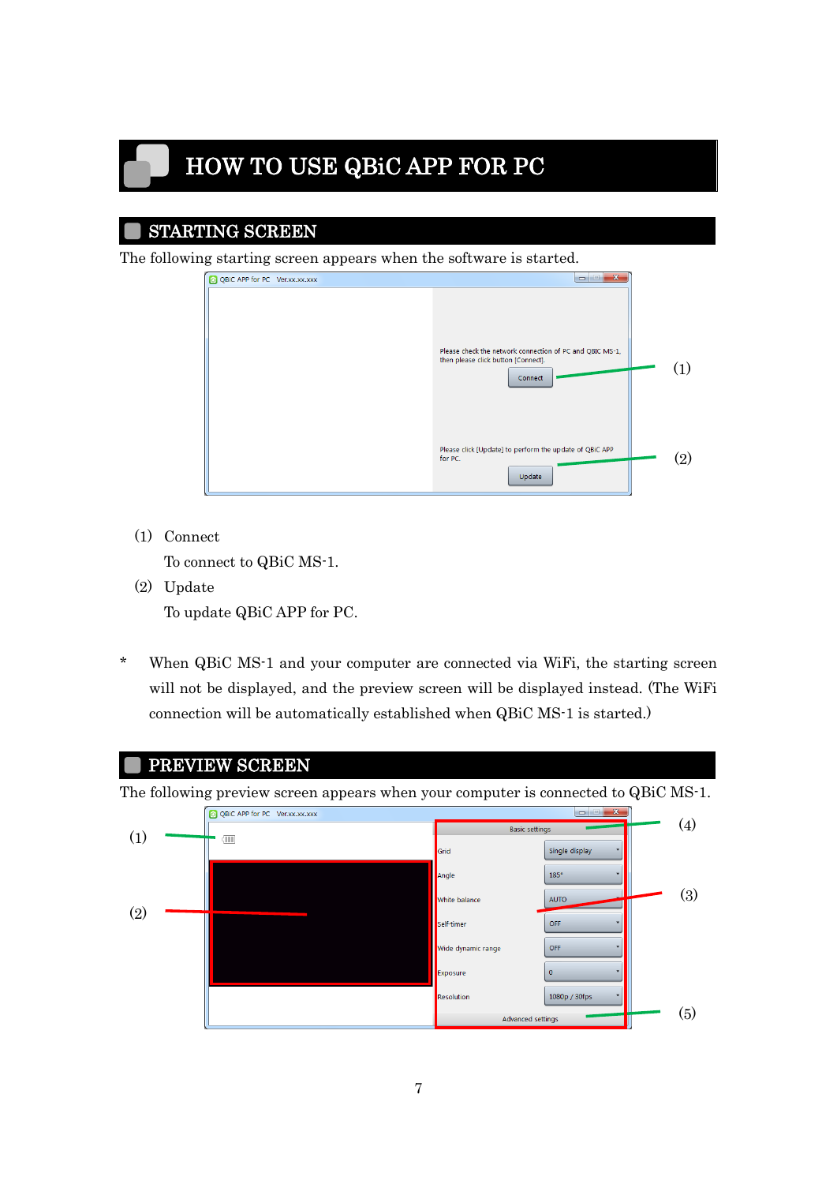# HOW TO USE QBiC APP FOR PC

## STARTING SCREEN

The following starting screen appears when the software is started.

(1) Connect

To connect to QBiC MS-1.

(2) Update

To update QBiC APP for PC.

* When QBiC MS-1 and your computer are connected via WiFi, the starting screen will not be displayed, and the preview screen will be displayed instead. (The WiFi connection will be automatically established when QBiC MS-1 is started.)

## PREVIEW SCREEN

The following preview screen appears when your computer is connected to QBiC MS-1.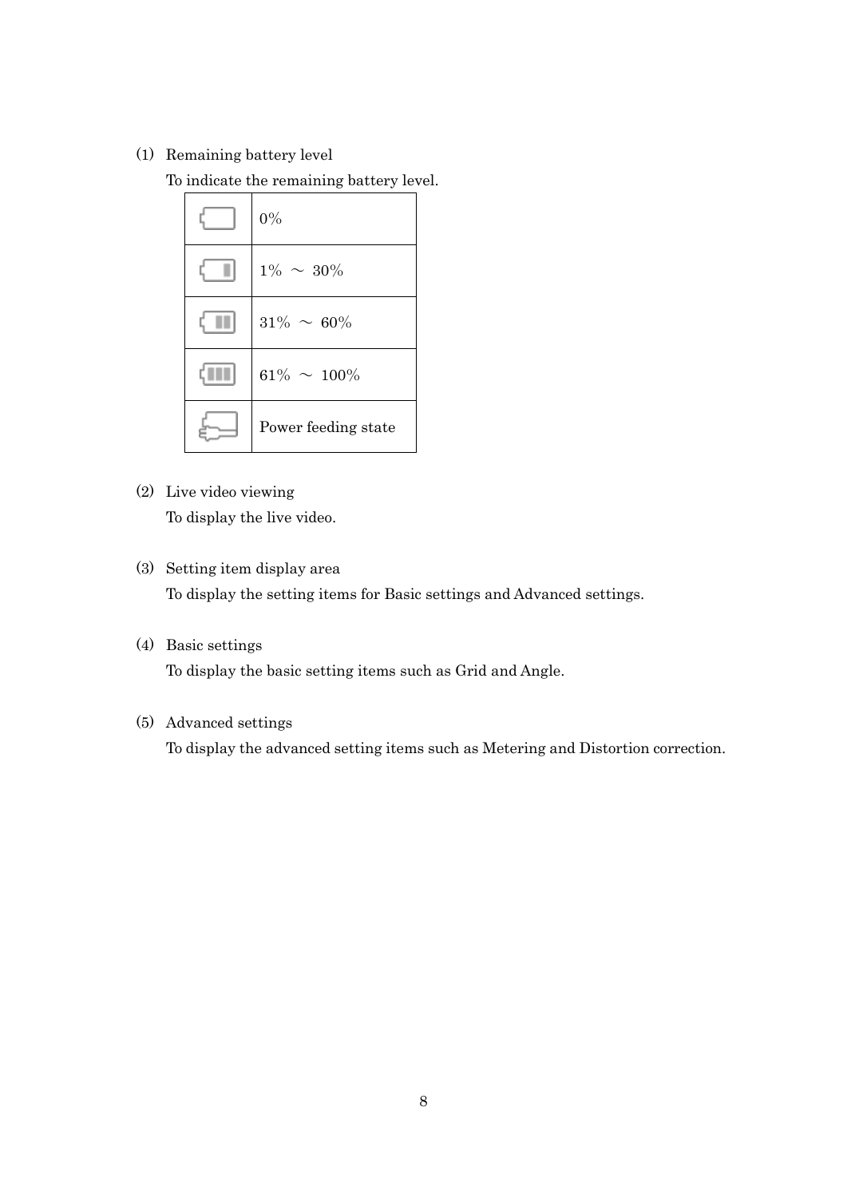(1) Remaining battery level

To indicate the remaining battery level.

| | |
|---|---|
| | 0% |
| | 1% ～ 30% |
| | 31% ～ 60% |
| | 61% ～ 100% |
| | Power feeding state |

(2) Live video viewing

To display the live video.

(3) Setting item display area

To display the setting items for Basic settings and Advanced settings.

(4) Basic settings

To display the basic setting items such as Grid and Angle.

(5) Advanced settings

To display the advanced setting items such as Metering and Distortion correction.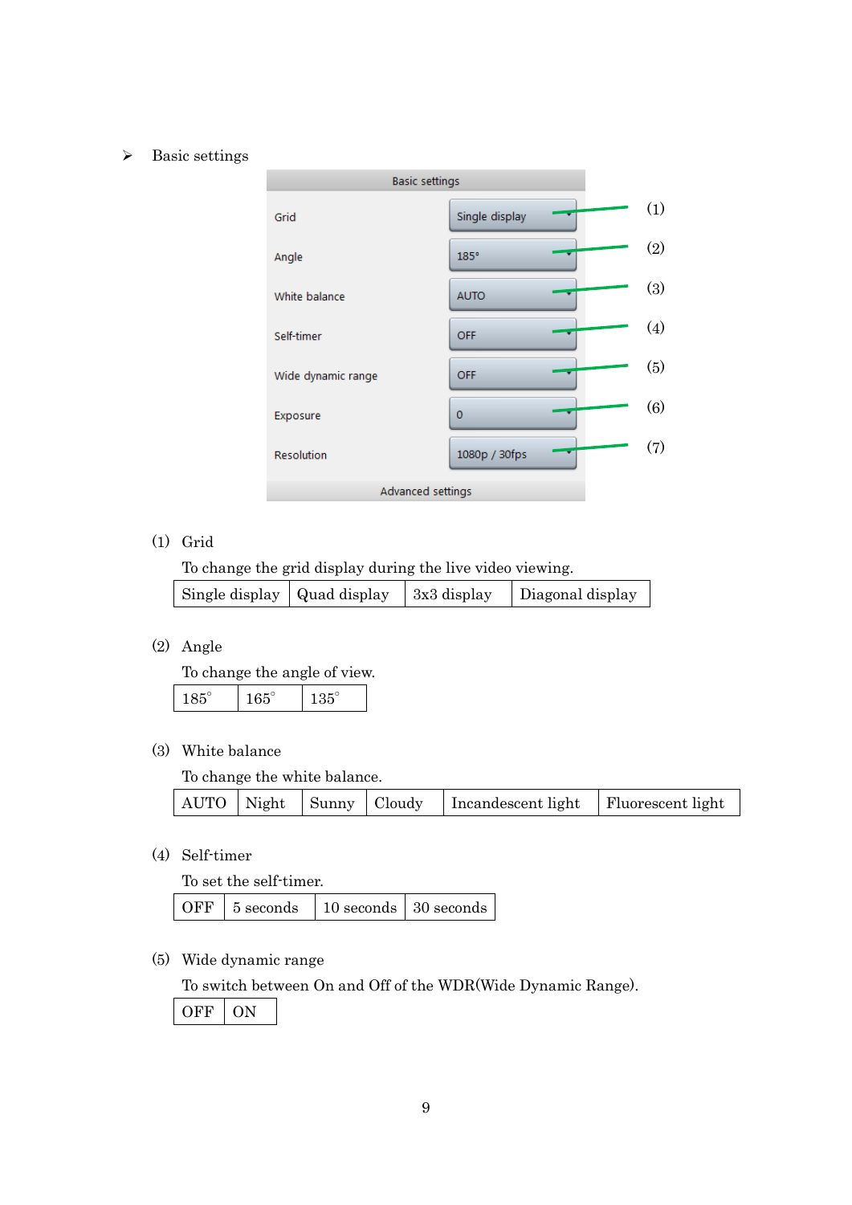- Basic settings

| Basic settings | | |
|---|---|---|
| Grid | Single display | (1) |
| Angle | 185° | (2) |
| White balance | AUTO | (3) |
| Self-timer | OFF | (4) |
| Wide dynamic range | OFF | (5) |
| Exposure | 0 | (6) |
| Resolution | 1080p / 30fps | (7) |
| Advanced settings | | |

(1) Grid

To change the grid display during the live video viewing.

| Single display | Quad display | 3x3 display | Diagonal display |
|---|---|---|---|

(2) Angle

To change the angle of view.

| 185° | 165° | 135° |
|---|---|---|

(3) White balance

To change the white balance.

| AUTO | Night | Sunny | Cloudy | Incandescent light | Fluorescent light |
|---|---|---|---|---|---|

(4) Self-timer

To set the self-timer.

| OFF | 5 seconds | 10 seconds | 30 seconds |
|---|---|---|---|

(5) Wide dynamic range

To switch between On and Off of the WDR(Wide Dynamic Range).

| OFF | ON |
|---|---|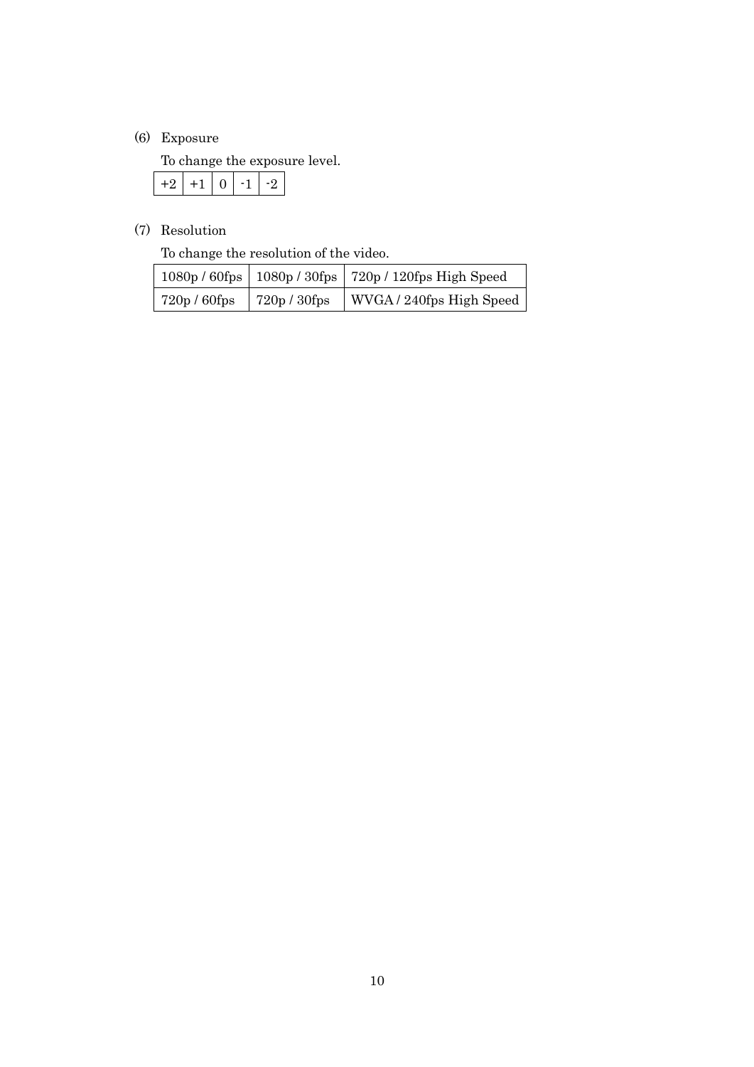(6) Exposure

To change the exposure level.

| +2 | +1 | 0 | -1 | -2 |
|---|---|---|---|---|

(7) Resolution

To change the resolution of the video.

| 1080p / 60fps | 1080p / 30fps | 720p / 120fps High Speed |
|---|---|---|
| 720p / 60fps | 720p / 30fps | WVGA / 240fps High Speed |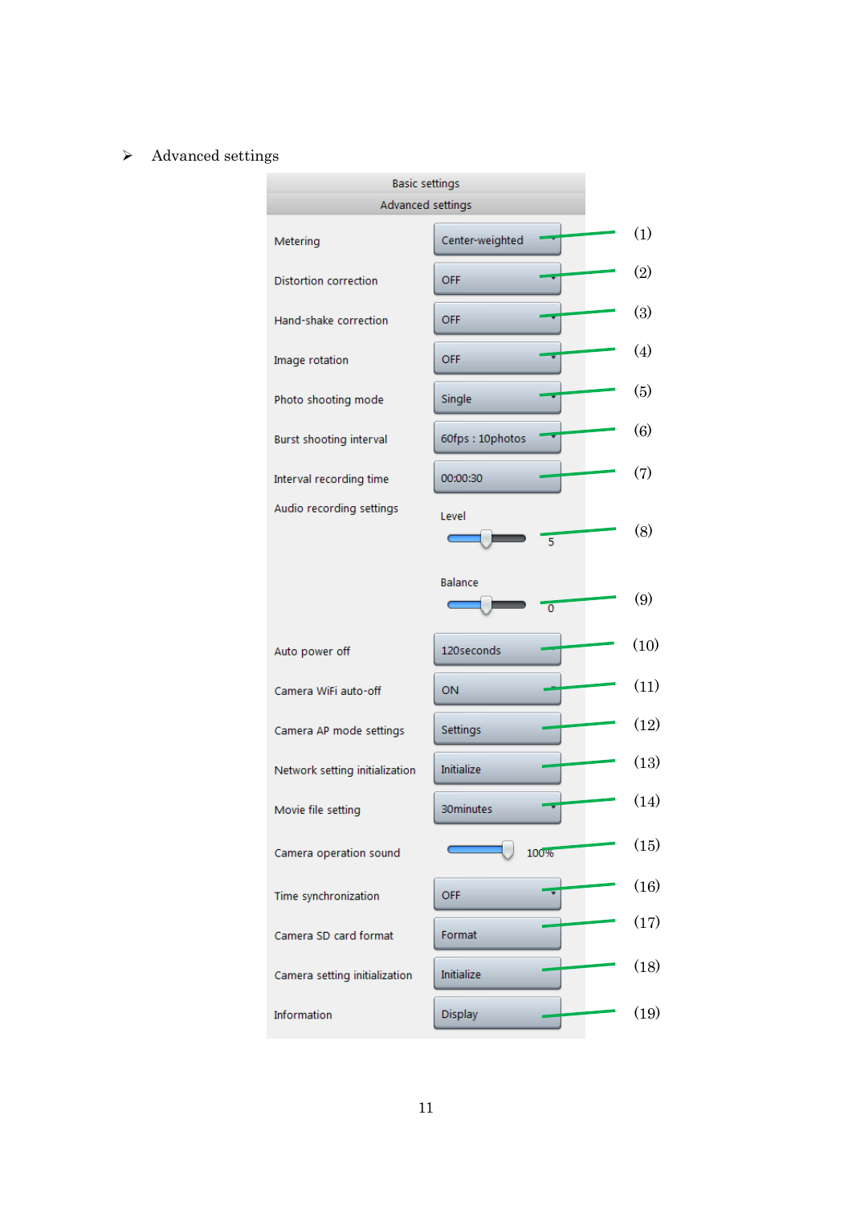- Advanced settings

Basic settings

Advanced settings

| Setting | Value | No. |
|---|---|---|
| Metering | Center-weighted | (1) |
| Distortion correction | OFF | (2) |
| Hand-shake correction | OFF | (3) |
| Image rotation | OFF | (4) |
| Photo shooting mode | Single | (5) |
| Burst shooting interval | 60fps : 10photos | (6) |
| Interval recording time | 00:00:30 | (7) |
| Audio recording settings | Level 5 | (8) |
| | Balance 0 | (9) |
| Auto power off | 120seconds | (10) |
| Camera WiFi auto-off | ON | (11) |
| Camera AP mode settings | Settings | (12) |
| Network setting initialization | Initialize | (13) |
| Movie file setting | 30minutes | (14) |
| Camera operation sound | 100% | (15) |
| Time synchronization | OFF | (16) |
| Camera SD card format | Format | (17) |
| Camera setting initialization | Initialize | (18) |
| Information | Display | (19) |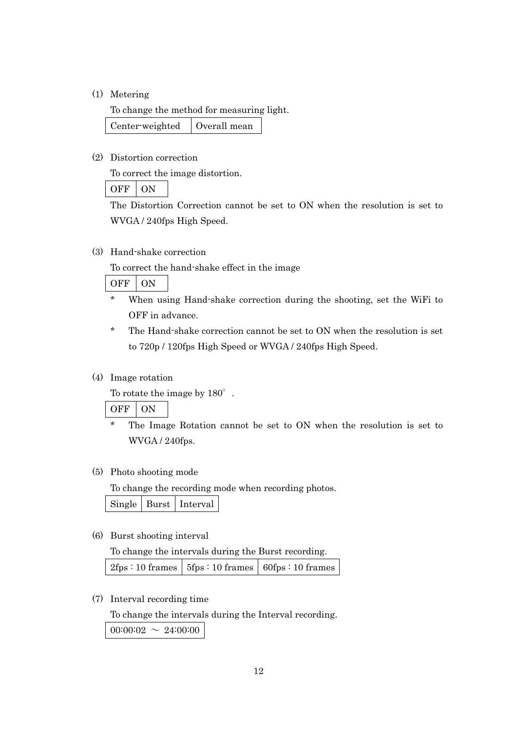(1) Metering

To change the method for measuring light.

| Center-weighted | Overall mean |
|---|---|

(2) Distortion correction

To correct the image distortion.

| OFF | ON |
|---|---|

The Distortion Correction cannot be set to ON when the resolution is set to WVGA / 240fps High Speed.

(3) Hand-shake correction

To correct the hand-shake effect in the image

| OFF | ON |
|---|---|

- * When using Hand-shake correction during the shooting, set the WiFi to OFF in advance.
- * The Hand-shake correction cannot be set to ON when the resolution is set to 720p / 120fps High Speed or WVGA / 240fps High Speed.

(4) Image rotation

To rotate the image by 180°.

| OFF | ON |
|---|---|

- * The Image Rotation cannot be set to ON when the resolution is set to WVGA / 240fps.

(5) Photo shooting mode

To change the recording mode when recording photos.

| Single | Burst | Interval |
|---|---|---|

(6) Burst shooting interval

To change the intervals during the Burst recording.

| 2fps : 10 frames | 5fps : 10 frames | 60fps : 10 frames |
|---|---|---|

(7) Interval recording time

To change the intervals during the Interval recording.

| 00:00:02 ～ 24:00:00 |
|---|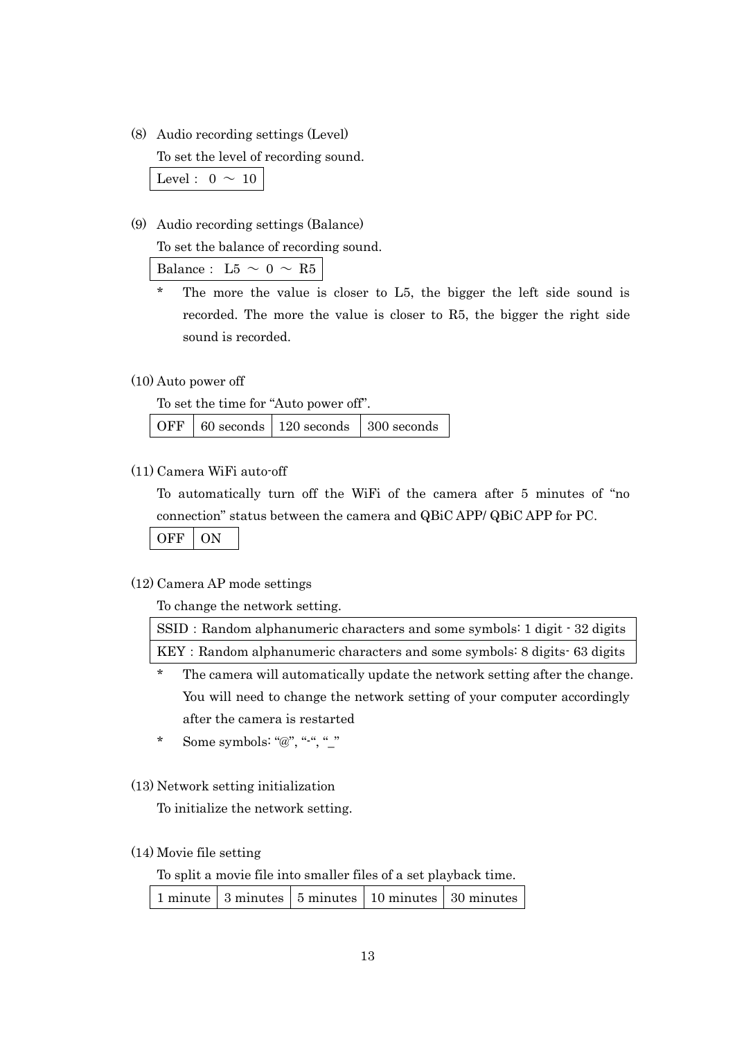(8) Audio recording settings (Level)

To set the level of recording sound.

| Level： 0 ～ 10 |
|---|

(9) Audio recording settings (Balance)

To set the balance of recording sound.

| Balance： L5 ～ 0 ～ R5 |
|---|

\* The more the value is closer to L5, the bigger the left side sound is recorded. The more the value is closer to R5, the bigger the right side sound is recorded.

(10) Auto power off

To set the time for “Auto power off”.

| OFF | 60 seconds | 120 seconds | 300 seconds |
|---|---|---|---|

(11) Camera WiFi auto-off

To automatically turn off the WiFi of the camera after 5 minutes of “no connection” status between the camera and QBiC APP/ QBiC APP for PC.

| OFF | ON |
|---|---|

(12) Camera AP mode settings

To change the network setting.

| SSID：Random alphanumeric characters and some symbols: 1 digit - 32 digits |
|---|
| KEY：Random alphanumeric characters and some symbols: 8 digits- 63 digits |

\* The camera will automatically update the network setting after the change. You will need to change the network setting of your computer accordingly after the camera is restarted

\* Some symbols: “@”, “-“, “_”

(13) Network setting initialization

To initialize the network setting.

(14) Movie file setting

To split a movie file into smaller files of a set playback time.

| 1 minute | 3 minutes | 5 minutes | 10 minutes | 30 minutes |
|---|---|---|---|---|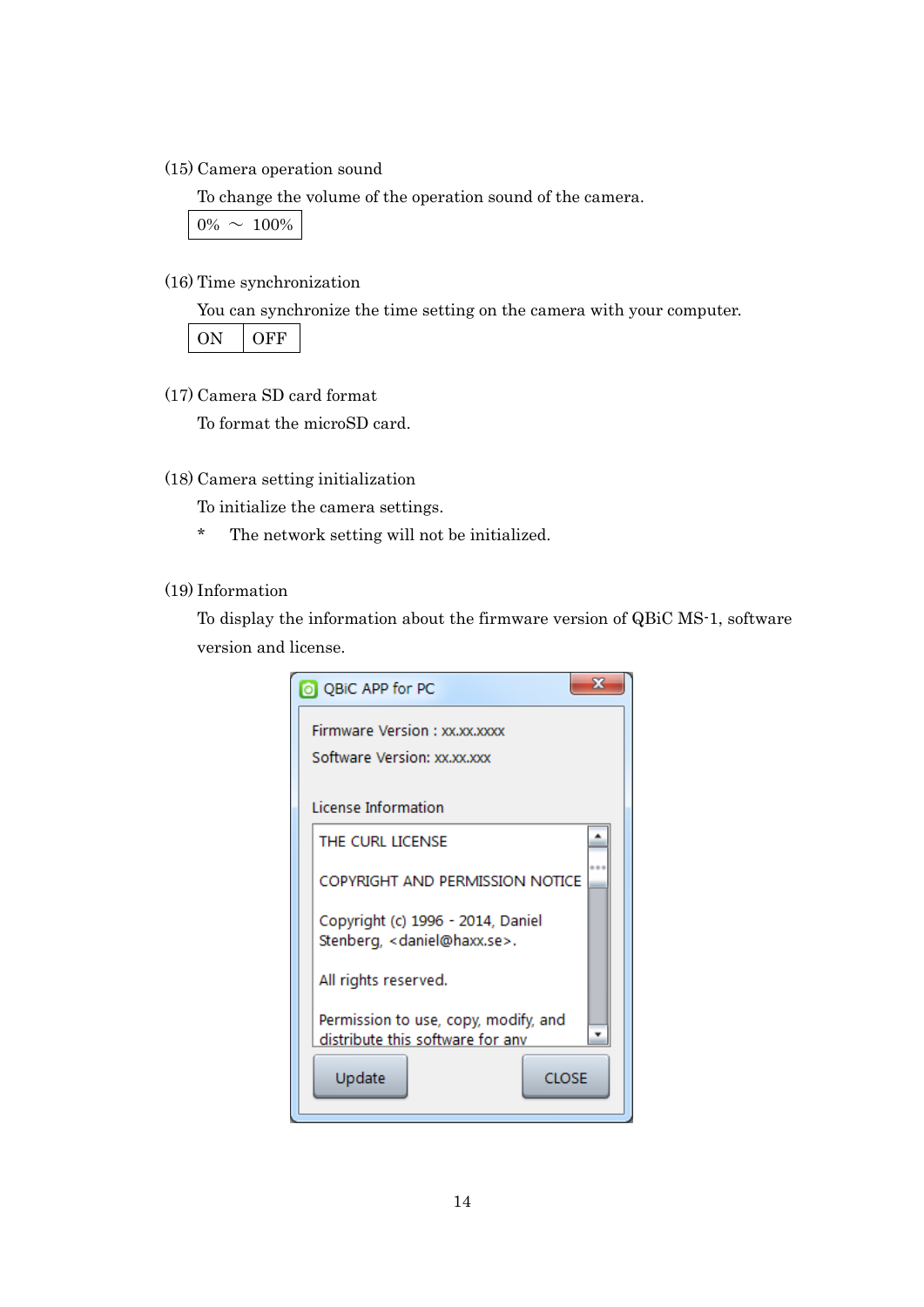(15) Camera operation sound

To change the volume of the operation sound of the camera.

| 0% ～ 100% |
|---|

(16) Time synchronization

You can synchronize the time setting on the camera with your computer.

| ON | OFF |
|---|---|

(17) Camera SD card format

To format the microSD card.

(18) Camera setting initialization

To initialize the camera settings.

* The network setting will not be initialized.

(19) Information

To display the information about the firmware version of QBiC MS-1, software version and license.

QBiC APP for PC

Firmware Version : xx.xx.xxxx

Software Version: xx.xx.xxx

License Information

THE CURL LICENSE

COPYRIGHT AND PERMISSION NOTICE

Copyright (c) 1996 - 2014, Daniel Stenberg, <daniel@haxx.se>.

All rights reserved.

Permission to use, copy, modify, and distribute this software for any

Update CLOSE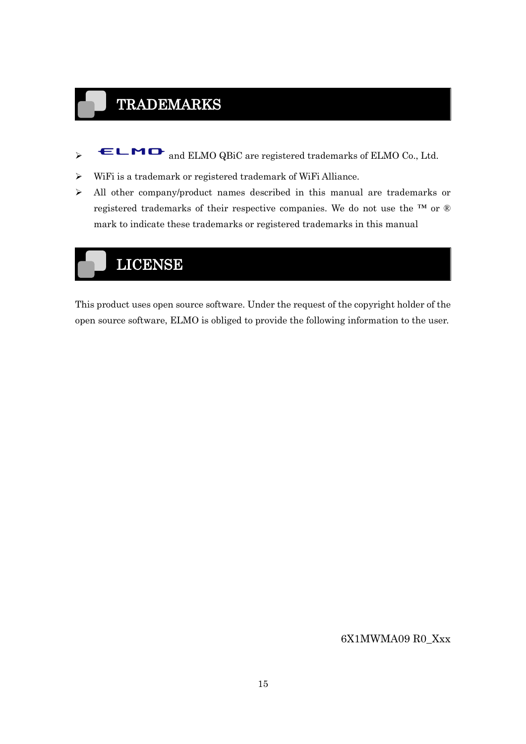# TRADEMARKS

- ELMO and ELMO QBiC are registered trademarks of ELMO Co., Ltd.
- WiFi is a trademark or registered trademark of WiFi Alliance.
- All other company/product names described in this manual are trademarks or registered trademarks of their respective companies. We do not use the ™ or ® mark to indicate these trademarks or registered trademarks in this manual

# LICENSE

This product uses open source software. Under the request of the copyright holder of the open source software, ELMO is obliged to provide the following information to the user.

6X1MWMA09 R0_Xxx